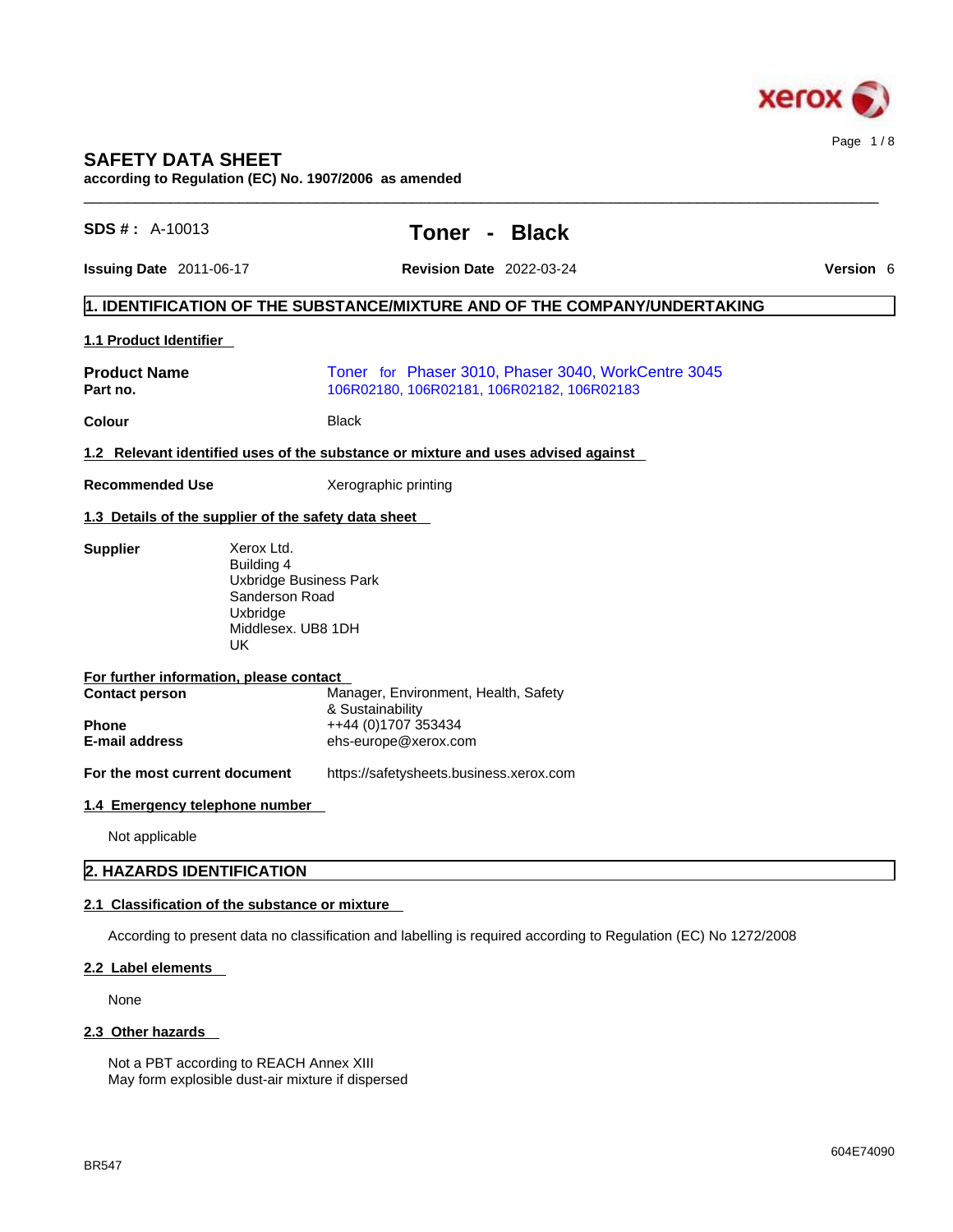# SAFETY DATA SHEET

**according to Regulation (EC) No. 1907/2006 as amended**

**SDS # :** A-10013

## Toner - Black

**Issuing Date** 2011-06-17 **Revision Date** 2022-03-24 **Version** 6

## 1. IDENTIFICATION OF THE SUBSTANCE/MIXTURE AND OF THE COMPANY/UNDERTAKING

### 1.1 Product Identifier

**Product Name** Toner for Phaser 3010, Phaser 3040, WorkCentre 3045

**Part no.** 106R02180, 106R02181, 106R02182, 106R02183

**Colour** Black

### 1.2 Relevant identified uses of the substance or mixture and uses advised against

**Recommended Use** Xerographic printing

### 1.3 Details of the supplier of the safety data sheet

**Supplier**
Xerox Ltd.
Building 4
Uxbridge Business Park
Sanderson Road
Uxbridge
Middlesex. UB8 1DH
UK

**For further information, please contact**

**Contact person** Manager, Environment, Health, Safety & Sustainability

**Phone** ++44 (0)1707 353434

**E-mail address** ehs-europe@xerox.com

**For the most current document** https://safetysheets.business.xerox.com

### 1.4 Emergency telephone number

Not applicable

## 2. HAZARDS IDENTIFICATION

### 2.1 Classification of the substance or mixture

According to present data no classification and labelling is required according to Regulation (EC) No 1272/2008

### 2.2 Label elements

None

### 2.3 Other hazards

Not a PBT according to REACH Annex XIII
May form explosible dust-air mixture if dispersed

BR547

604E74090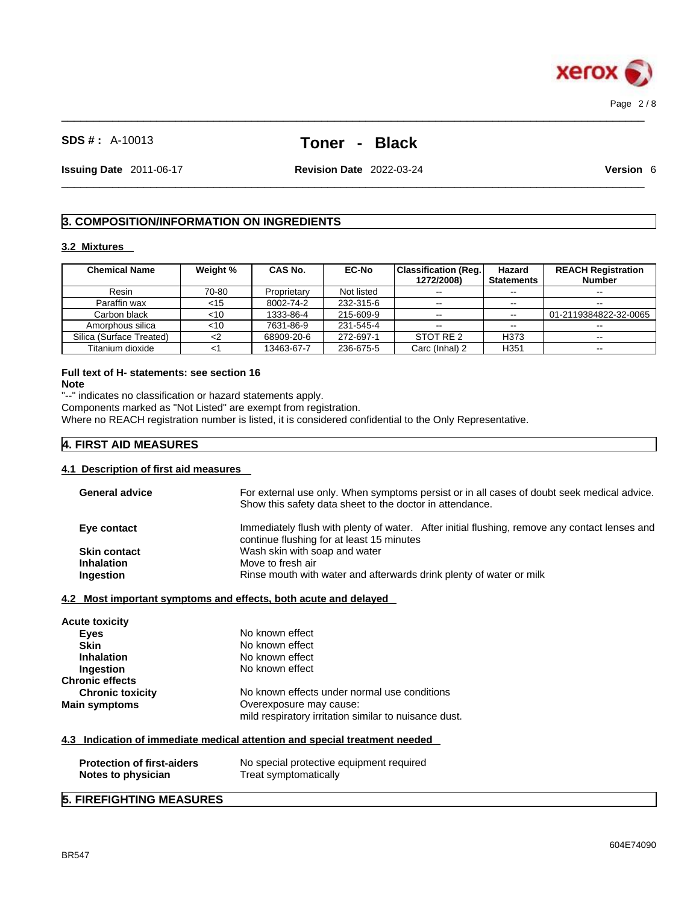## 3. COMPOSITION/INFORMATION ON INGREDIENTS

### 3.2 Mixtures

| Chemical Name | Weight % | CAS No. | EC-No | Classification (Reg. 1272/2008) | Hazard Statements | REACH Registration Number |
|---|---|---|---|---|---|---|
| Resin | 70-80 | Proprietary | Not listed | -- | -- | -- |
| Paraffin wax | <15 | 8002-74-2 | 232-315-6 | -- | -- | -- |
| Carbon black | <10 | 1333-86-4 | 215-609-9 | -- | -- | 01-2119384822-32-0065 |
| Amorphous silica | <10 | 7631-86-9 | 231-545-4 | -- | -- | -- |
| Silica (Surface Treated) | <2 | 68909-20-6 | 272-697-1 | STOT RE 2 | H373 | -- |
| Titanium dioxide | <1 | 13463-67-7 | 236-675-5 | Carc (Inhal) 2 | H351 | -- |

**Full text of H- statements: see section 16**

**Note**

"--" indicates no classification or hazard statements apply.
Components marked as "Not Listed" are exempt from registration.
Where no REACH registration number is listed, it is considered confidential to the Only Representative.

## 4. FIRST AID MEASURES

### 4.1 Description of first aid measures

**General advice** For external use only. When symptoms persist or in all cases of doubt seek medical advice. Show this safety data sheet to the doctor in attendance.

**Eye contact** Immediately flush with plenty of water. After initial flushing, remove any contact lenses and continue flushing for at least 15 minutes

**Skin contact** Wash skin with soap and water

**Inhalation** Move to fresh air

**Ingestion** Rinse mouth with water and afterwards drink plenty of water or milk

### 4.2 Most important symptoms and effects, both acute and delayed

**Acute toxicity**

- **Eyes** No known effect
- **Skin** No known effect
- **Inhalation** No known effect
- **Ingestion** No known effect

**Chronic effects**

- **Chronic toxicity** No known effects under normal use conditions

**Main symptoms** Overexposure may cause:
mild respiratory irritation similar to nuisance dust.

### 4.3 Indication of immediate medical attention and special treatment needed

**Protection of first-aiders** No special protective equipment required

**Notes to physician** Treat symptomatically

## 5. FIREFIGHTING MEASURES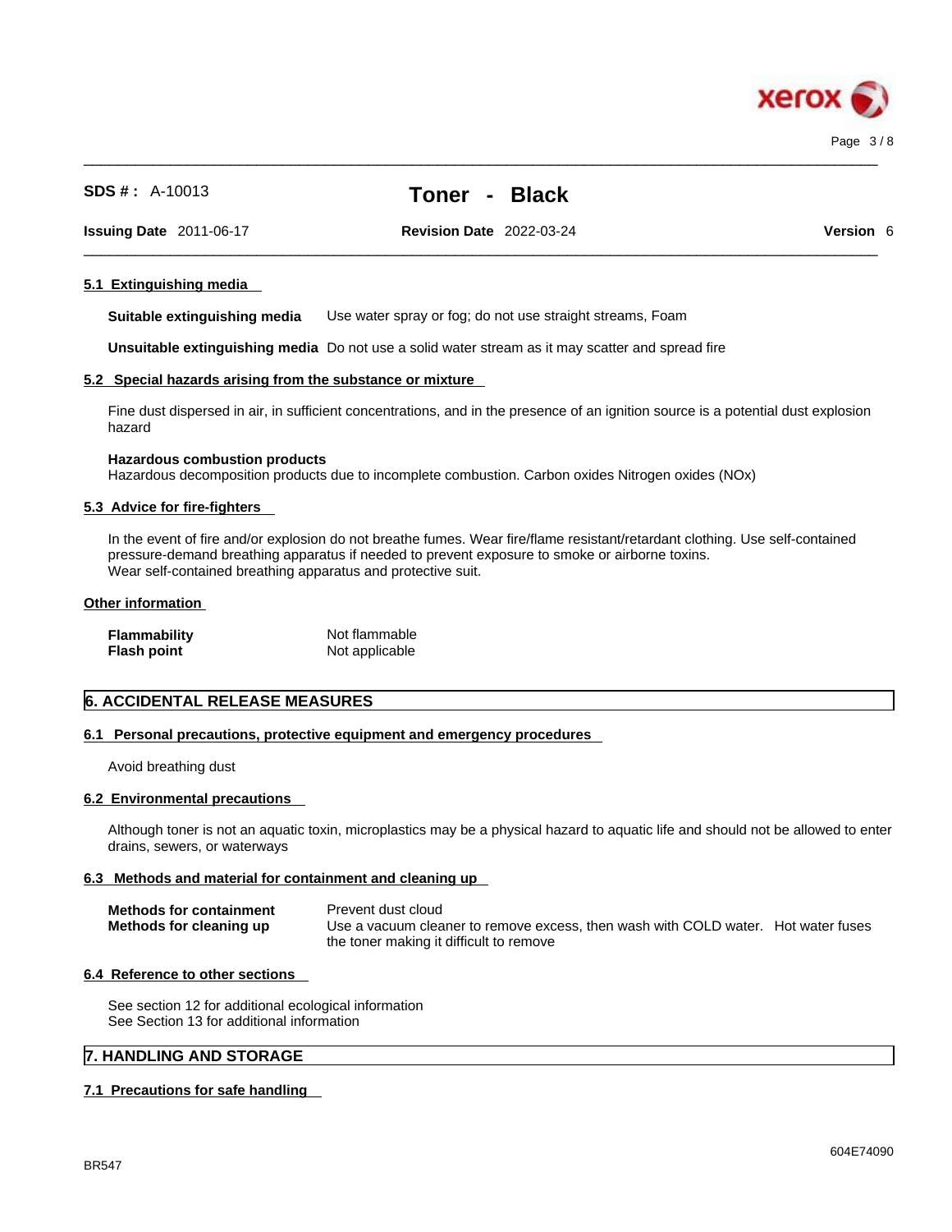#### 5.1 Extinguishing media

**Suitable extinguishing media** Use water spray or fog; do not use straight streams, Foam

**Unsuitable extinguishing media** Do not use a solid water stream as it may scatter and spread fire

#### 5.2 Special hazards arising from the substance or mixture

Fine dust dispersed in air, in sufficient concentrations, and in the presence of an ignition source is a potential dust explosion hazard

**Hazardous combustion products**
Hazardous decomposition products due to incomplete combustion. Carbon oxides Nitrogen oxides (NOx)

#### 5.3 Advice for fire-fighters

In the event of fire and/or explosion do not breathe fumes. Wear fire/flame resistant/retardant clothing. Use self-contained pressure-demand breathing apparatus if needed to prevent exposure to smoke or airborne toxins.
Wear self-contained breathing apparatus and protective suit.

#### Other information

| | |
|---|---|
| **Flammability** | Not flammable |
| **Flash point** | Not applicable |

## 6. ACCIDENTAL RELEASE MEASURES

#### 6.1 Personal precautions, protective equipment and emergency procedures

Avoid breathing dust

#### 6.2 Environmental precautions

Although toner is not an aquatic toxin, microplastics may be a physical hazard to aquatic life and should not be allowed to enter drains, sewers, or waterways

#### 6.3 Methods and material for containment and cleaning up

| | |
|---|---|
| **Methods for containment** | Prevent dust cloud |
| **Methods for cleaning up** | Use a vacuum cleaner to remove excess, then wash with COLD water. Hot water fuses the toner making it difficult to remove |

#### 6.4 Reference to other sections

See section 12 for additional ecological information
See Section 13 for additional information

## 7. HANDLING AND STORAGE

#### 7.1 Precautions for safe handling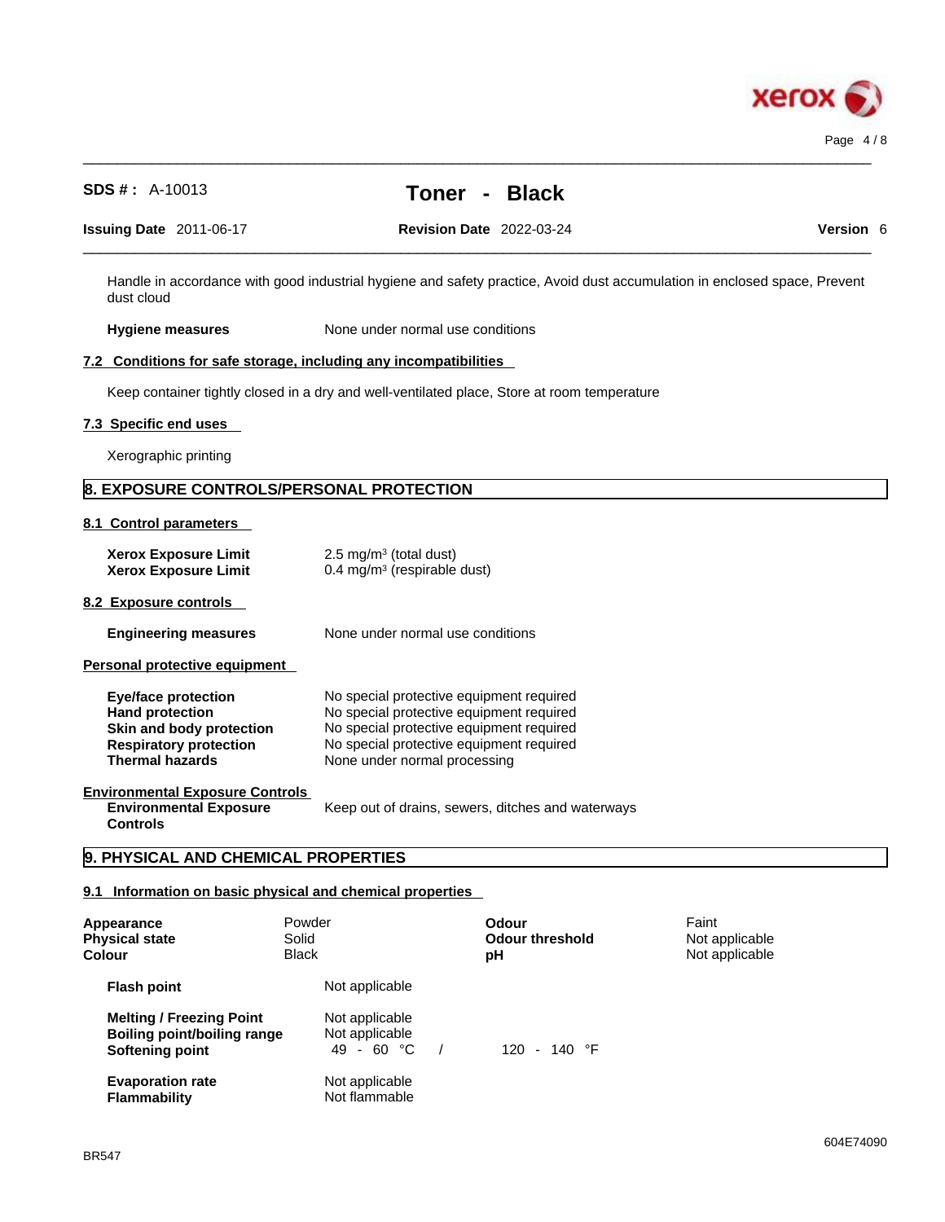Handle in accordance with good industrial hygiene and safety practice, Avoid dust accumulation in enclosed space, Prevent dust cloud

**Hygiene measures** None under normal use conditions

### 7.2 Conditions for safe storage, including any incompatibilities

Keep container tightly closed in a dry and well-ventilated place, Store at room temperature

### 7.3 Specific end uses

Xerographic printing

## 8. EXPOSURE CONTROLS/PERSONAL PROTECTION

### 8.1 Control parameters

| | |
|---|---|
| **Xerox Exposure Limit** | 2.5 mg/m³ (total dust) |
| **Xerox Exposure Limit** | 0.4 mg/m³ (respirable dust) |

### 8.2 Exposure controls

**Engineering measures** None under normal use conditions

### Personal protective equipment

| | |
|---|---|
| **Eye/face protection** | No special protective equipment required |
| **Hand protection** | No special protective equipment required |
| **Skin and body protection** | No special protective equipment required |
| **Respiratory protection** | No special protective equipment required |
| **Thermal hazards** | None under normal processing |

### Environmental Exposure Controls

**Environmental Exposure Controls** Keep out of drains, sewers, ditches and waterways

## 9. PHYSICAL AND CHEMICAL PROPERTIES

### 9.1 Information on basic physical and chemical properties

| | | | |
|---|---|---|---|
| **Appearance** | Powder | **Odour** | Faint |
| **Physical state** | Solid | **Odour threshold** | Not applicable |
| **Colour** | Black | **pH** | Not applicable |

| | |
|---|---|
| **Flash point** | Not applicable |
| **Melting / Freezing Point** | Not applicable |
| **Boiling point/boiling range** | Not applicable |
| **Softening point** | 49 - 60 °C / 120 - 140 °F |
| **Evaporation rate** | Not applicable |
| **Flammability** | Not flammable |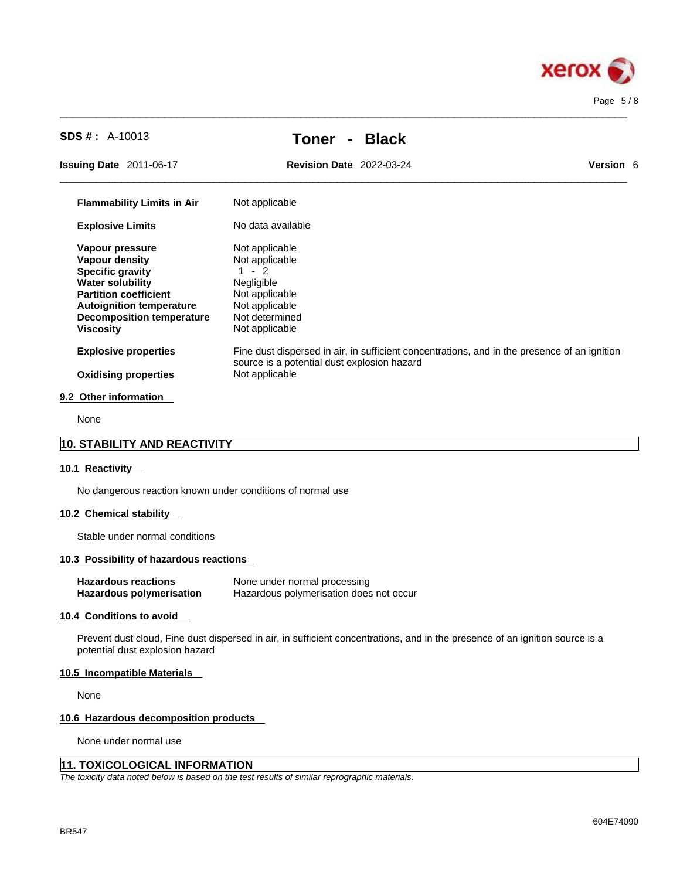| | |
|---|---|
| **Flammability Limits in Air** | Not applicable |
| **Explosive Limits** | No data available |
| **Vapour pressure** | Not applicable |
| **Vapour density** | Not applicable |
| **Specific gravity** | 1 - 2 |
| **Water solubility** | Negligible |
| **Partition coefficient** | Not applicable |
| **Autoignition temperature** | Not applicable |
| **Decomposition temperature** | Not determined |
| **Viscosity** | Not applicable |
| **Explosive properties** | Fine dust dispersed in air, in sufficient concentrations, and in the presence of an ignition source is a potential dust explosion hazard |
| **Oxidising properties** | Not applicable |

### 9.2 Other information

None

## 10. STABILITY AND REACTIVITY

### 10.1 Reactivity

No dangerous reaction known under conditions of normal use

### 10.2 Chemical stability

Stable under normal conditions

### 10.3 Possibility of hazardous reactions

| | |
|---|---|
| **Hazardous reactions** | None under normal processing |
| **Hazardous polymerisation** | Hazardous polymerisation does not occur |

### 10.4 Conditions to avoid

Prevent dust cloud, Fine dust dispersed in air, in sufficient concentrations, and in the presence of an ignition source is a potential dust explosion hazard

### 10.5 Incompatible Materials

None

### 10.6 Hazardous decomposition products

None under normal use

## 11. TOXICOLOGICAL INFORMATION

*The toxicity data noted below is based on the test results of similar reprographic materials.*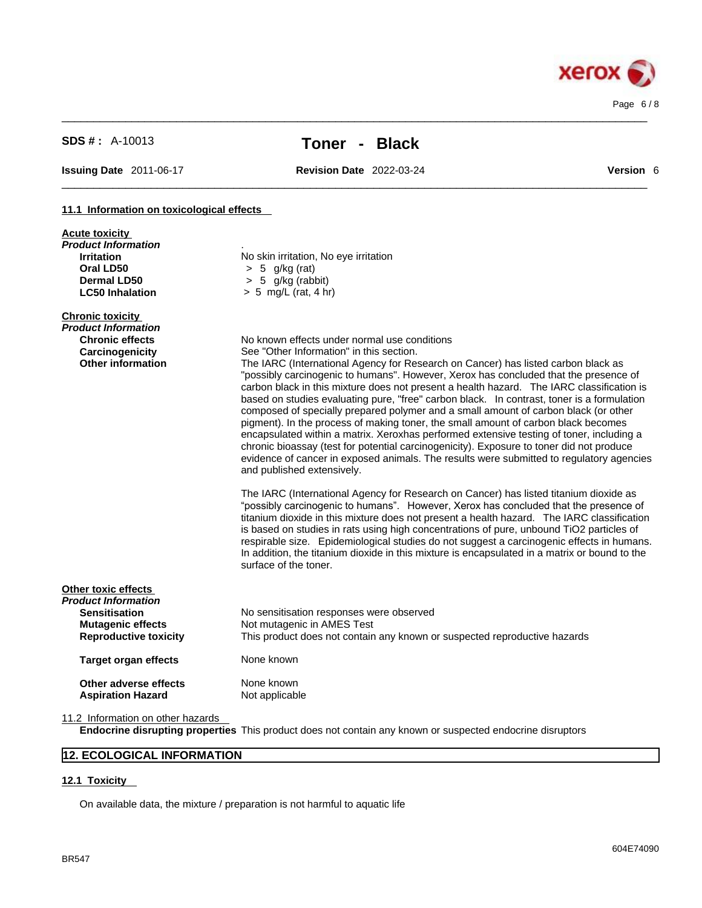### 11.1 Information on toxicological effects

**Acute toxicity**

*Product Information*

| | |
|---|---|
| **Irritation** | No skin irritation, No eye irritation |
| **Oral LD50** | > 5 g/kg (rat) |
| **Dermal LD50** | > 5 g/kg (rabbit) |
| **LC50 Inhalation** | > 5 mg/L (rat, 4 hr) |

**Chronic toxicity**

*Product Information*

**Chronic effects** No known effects under normal use conditions

**Carcinogenicity** See "Other Information" in this section.

**Other information** The IARC (International Agency for Research on Cancer) has listed carbon black as "possibly carcinogenic to humans". However, Xerox has concluded that the presence of carbon black in this mixture does not present a health hazard. The IARC classification is based on studies evaluating pure, "free" carbon black. In contrast, toner is a formulation composed of specially prepared polymer and a small amount of carbon black (or other pigment). In the process of making toner, the small amount of carbon black becomes encapsulated within a matrix. Xeroxhas performed extensive testing of toner, including a chronic bioassay (test for potential carcinogenicity). Exposure to toner did not produce evidence of cancer in exposed animals. The results were submitted to regulatory agencies and published extensively.

The IARC (International Agency for Research on Cancer) has listed titanium dioxide as “possibly carcinogenic to humans”. However, Xerox has concluded that the presence of titanium dioxide in this mixture does not present a health hazard. The IARC classification is based on studies in rats using high concentrations of pure, unbound $TiO_2$ particles of respirable size. Epidemiological studies do not suggest a carcinogenic effects in humans. In addition, the titanium dioxide in this mixture is encapsulated in a matrix or bound to the surface of the toner.

**Other toxic effects**

*Product Information*

| | |
|---|---|
| **Sensitisation** | No sensitisation responses were observed |
| **Mutagenic effects** | Not mutagenic in AMES Test |
| **Reproductive toxicity** | This product does not contain any known or suspected reproductive hazards |
| **Target organ effects** | None known |
| **Other adverse effects** | None known |
| **Aspiration Hazard** | Not applicable |

### 11.2 Information on other hazards

**Endocrine disrupting properties** This product does not contain any known or suspected endocrine disruptors

## 12. ECOLOGICAL INFORMATION

### 12.1 Toxicity

On available data, the mixture / preparation is not harmful to aquatic life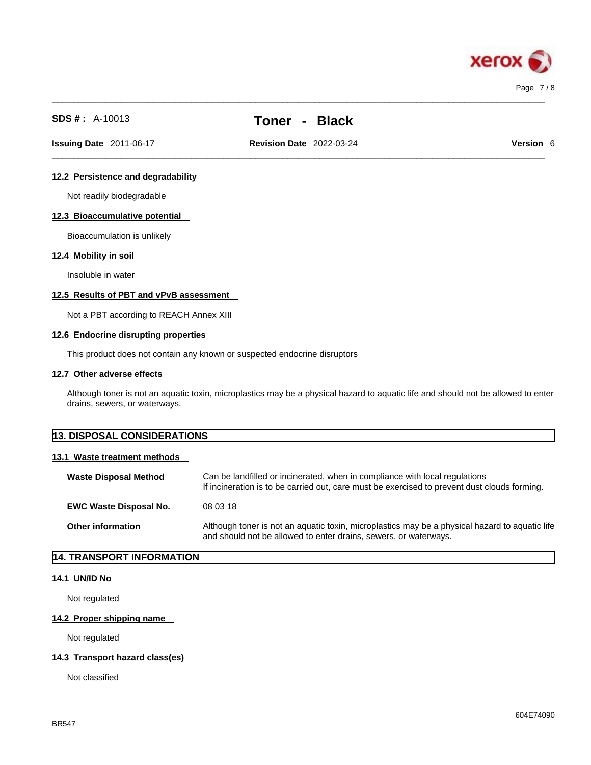### 12.2 Persistence and degradability

Not readily biodegradable

### 12.3 Bioaccumulative potential

Bioaccumulation is unlikely

### 12.4 Mobility in soil

Insoluble in water

### 12.5 Results of PBT and vPvB assessment

Not a PBT according to REACH Annex XIII

### 12.6 Endocrine disrupting properties

This product does not contain any known or suspected endocrine disruptors

### 12.7 Other adverse effects

Although toner is not an aquatic toxin, microplastics may be a physical hazard to aquatic life and should not be allowed to enter drains, sewers, or waterways.

## 13. DISPOSAL CONSIDERATIONS

### 13.1 Waste treatment methods

| | |
|---|---|
| **Waste Disposal Method** | Can be landfilled or incinerated, when in compliance with local regulations<br>If incineration is to be carried out, care must be exercised to prevent dust clouds forming. |
| **EWC Waste Disposal No.** | 08 03 18 |
| **Other information** | Although toner is not an aquatic toxin, microplastics may be a physical hazard to aquatic life and should not be allowed to enter drains, sewers, or waterways. |

## 14. TRANSPORT INFORMATION

### 14.1 UN/ID No

Not regulated

### 14.2 Proper shipping name

Not regulated

### 14.3 Transport hazard class(es)

Not classified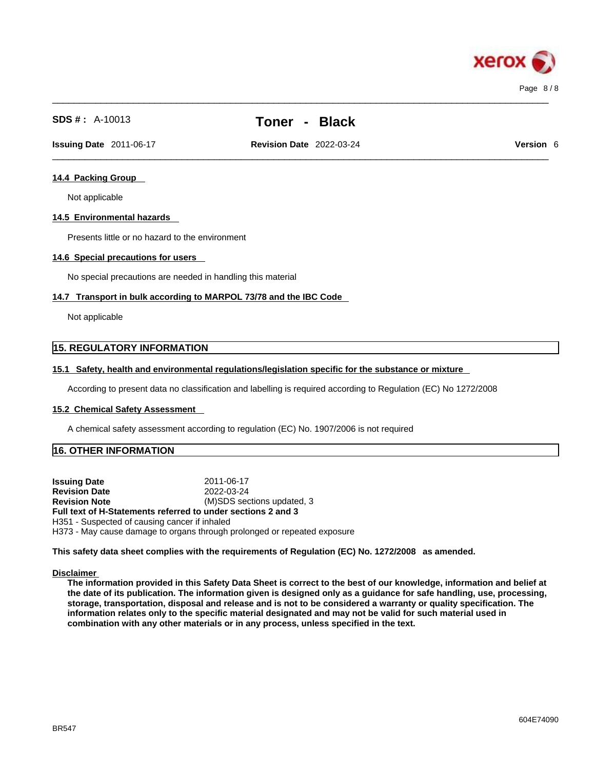#### 14.4 Packing Group

Not applicable

#### 14.5 Environmental hazards

Presents little or no hazard to the environment

#### 14.6 Special precautions for users

No special precautions are needed in handling this material

#### 14.7 Transport in bulk according to MARPOL 73/78 and the IBC Code

Not applicable

## 15. REGULATORY INFORMATION

#### 15.1 Safety, health and environmental regulations/legislation specific for the substance or mixture

According to present data no classification and labelling is required according to Regulation (EC) No 1272/2008

#### 15.2 Chemical Safety Assessment

A chemical safety assessment according to regulation (EC) No. 1907/2006 is not required

## 16. OTHER INFORMATION

**Issuing Date** 2011-06-17
**Revision Date** 2022-03-24
**Revision Note** (M)SDS sections updated, 3
**Full text of H-Statements referred to under sections 2 and 3**
H351 - Suspected of causing cancer if inhaled
H373 - May cause damage to organs through prolonged or repeated exposure

**This safety data sheet complies with the requirements of Regulation (EC) No. 1272/2008 as amended.**

**Disclaimer**

**The information provided in this Safety Data Sheet is correct to the best of our knowledge, information and belief at the date of its publication. The information given is designed only as a guidance for safe handling, use, processing, storage, transportation, disposal and release and is not to be considered a warranty or quality specification. The information relates only to the specific material designated and may not be valid for such material used in combination with any other materials or in any process, unless specified in the text.**

BR547

604E74090